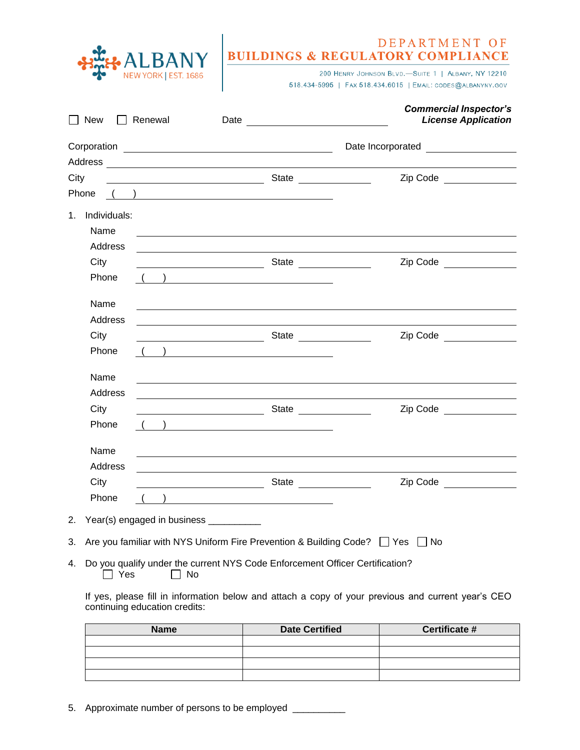ALBANY
NEW YORK | EST. 1686

# DEPARTMENT OF BUILDINGS & REGULATORY COMPLIANCE

200 Henry Johnson Blvd.—Suite 1 | Albany, NY 12210
518.434-5995 | Fax 518.434.6015 | Email: codes@albanyny.gov

☐ New ☐ Renewal Date ______________________

***Commercial Inspector's License Application***

Corporation ________________________________ Date Incorporated ______________

Address ______________________________________________________________

City ______________________ State ___________ Zip Code ___________

Phone ( ) ______________________________

1. Individuals:

   Name ______________________________________________________________

   Address ______________________________________________________________

   City ______________________ State ___________ Zip Code ___________

   Phone ( ) ______________________________

   Name ______________________________________________________________

   Address ______________________________________________________________

   City ______________________ State ___________ Zip Code ___________

   Phone ( ) ______________________________

   Name ______________________________________________________________

   Address ______________________________________________________________

   City ______________________ State ___________ Zip Code ___________

   Phone ( ) ______________________________

   Name ______________________________________________________________

   Address ______________________________________________________________

   City ______________________ State ___________ Zip Code ___________

   Phone ( ) ______________________________

2. Year(s) engaged in business __________

3. Are you familiar with NYS Uniform Fire Prevention & Building Code? ☐ Yes ☐ No

4. Do you qualify under the current NYS Code Enforcement Officer Certification?
   ☐ Yes ☐ No

   If yes, please fill in information below and attach a copy of your previous and current year's CEO continuing education credits:

| Name | Date Certified | Certificate # |
|---|---|---|
| | | |
| | | |
| | | |
| | | |

5. Approximate number of persons to be employed __________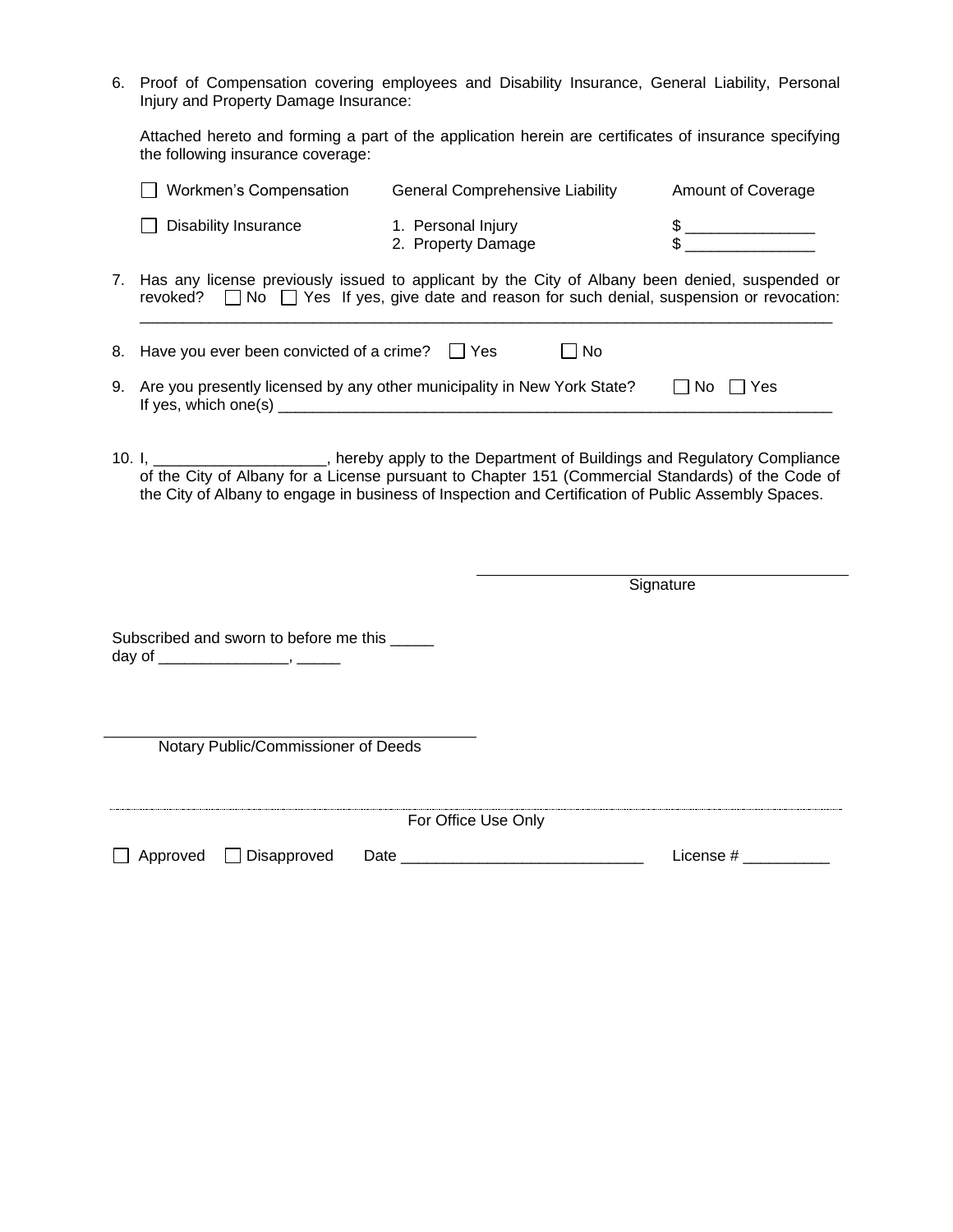6. Proof of Compensation covering employees and Disability Insurance, General Liability, Personal Injury and Property Damage Insurance:

   Attached hereto and forming a part of the application herein are certificates of insurance specifying the following insurance coverage:

| | | |
|---|---|---|
| ☐ Workmen's Compensation | General Comprehensive Liability | Amount of Coverage |
| ☐ Disability Insurance | 1. Personal Injury<br>2. Property Damage | $ _______________<br>$ _______________ |

7. Has any license previously issued to applicant by the City of Albany been denied, suspended or revoked? ☐ No ☐ Yes If yes, give date and reason for such denial, suspension or revocation: ______________________________________________________________________________

8. Have you ever been convicted of a crime? ☐ Yes ☐ No

9. Are you presently licensed by any other municipality in New York State? ☐ No ☐ Yes
   If yes, which one(s) ______________________________________________________________

10. I, ____________________, hereby apply to the Department of Buildings and Regulatory Compliance of the City of Albany for a License pursuant to Chapter 151 (Commercial Standards) of the Code of the City of Albany to engage in business of Inspection and Certification of Public Assembly Spaces.

_____________________________________________
Signature

Subscribed and sworn to before me this _____
day of _______________, _____

_____________________________________________
Notary Public/Commissioner of Deeds

---

For Office Use Only

☐ Approved ☐ Disapproved Date ____________________________ License # __________